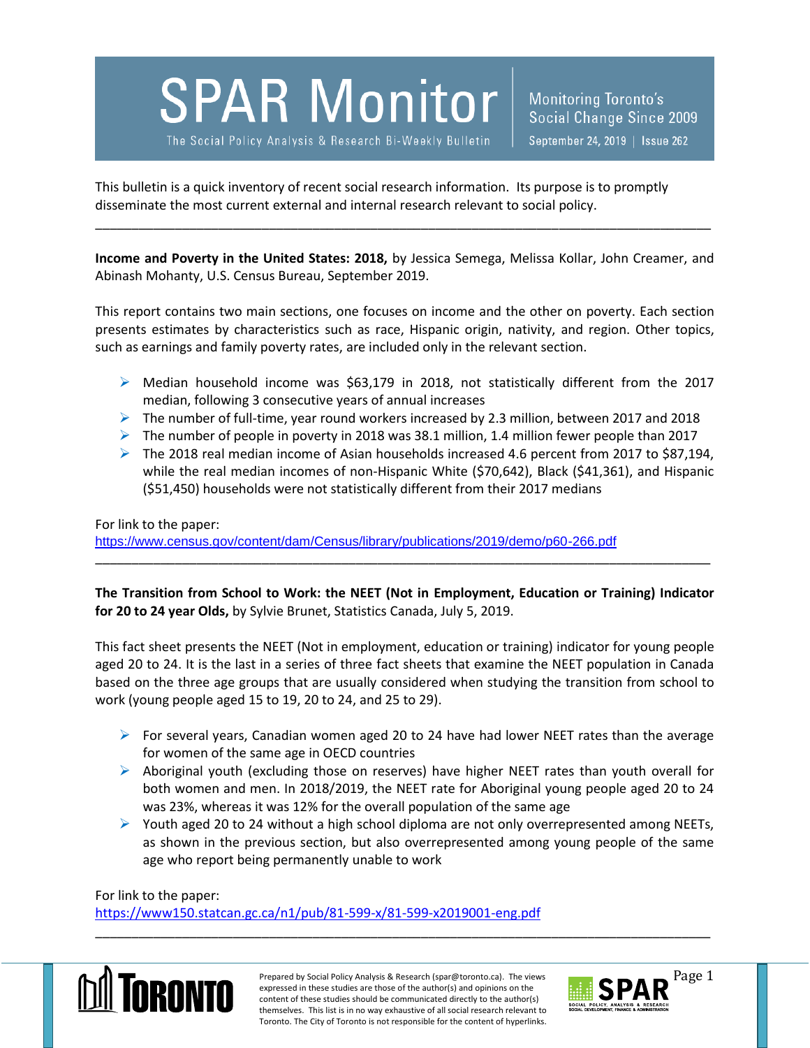# SPAR Monitor

The Social Policy Analysis & Research Bi-Weekly Bulletin

Monitoring Toronto's Social Change Since 2009

September 24, 2019 | Issue 262

This bulletin is a quick inventory of recent social research information. Its purpose is to promptly disseminate the most current external and internal research relevant to social policy.

---

**Income and Poverty in the United States: 2018,** by Jessica Semega, Melissa Kollar, John Creamer, and Abinash Mohanty, U.S. Census Bureau, September 2019.

This report contains two main sections, one focuses on income and the other on poverty. Each section presents estimates by characteristics such as race, Hispanic origin, nativity, and region. Other topics, such as earnings and family poverty rates, are included only in the relevant section.

- Median household income was $63,179 in 2018, not statistically different from the 2017 median, following 3 consecutive years of annual increases
- The number of full-time, year round workers increased by 2.3 million, between 2017 and 2018
- The number of people in poverty in 2018 was 38.1 million, 1.4 million fewer people than 2017
- The 2018 real median income of Asian households increased 4.6 percent from 2017 to $87,194, while the real median incomes of non-Hispanic White ($70,642), Black ($41,361), and Hispanic ($51,450) households were not statistically different from their 2017 medians

For link to the paper:
https://www.census.gov/content/dam/Census/library/publications/2019/demo/p60-266.pdf

---

**The Transition from School to Work: the NEET (Not in Employment, Education or Training) Indicator for 20 to 24 year Olds,** by Sylvie Brunet, Statistics Canada, July 5, 2019.

This fact sheet presents the NEET (Not in employment, education or training) indicator for young people aged 20 to 24. It is the last in a series of three fact sheets that examine the NEET population in Canada based on the three age groups that are usually considered when studying the transition from school to work (young people aged 15 to 19, 20 to 24, and 25 to 29).

- For several years, Canadian women aged 20 to 24 have had lower NEET rates than the average for women of the same age in OECD countries
- Aboriginal youth (excluding those on reserves) have higher NEET rates than youth overall for both women and men. In 2018/2019, the NEET rate for Aboriginal young people aged 20 to 24 was 23%, whereas it was 12% for the overall population of the same age
- Youth aged 20 to 24 without a high school diploma are not only overrepresented among NEETs, as shown in the previous section, but also overrepresented among young people of the same age who report being permanently unable to work

For link to the paper:
https://www150.statcan.gc.ca/n1/pub/81-599-x/81-599-x2019001-eng.pdf

---

Prepared by Social Policy Analysis & Research (spar@toronto.ca). The views expressed in these studies are those of the author(s) and opinions on the content of these studies should be communicated directly to the author(s) themselves. This list is in no way exhaustive of all social research relevant to Toronto. The City of Toronto is not responsible for the content of hyperlinks.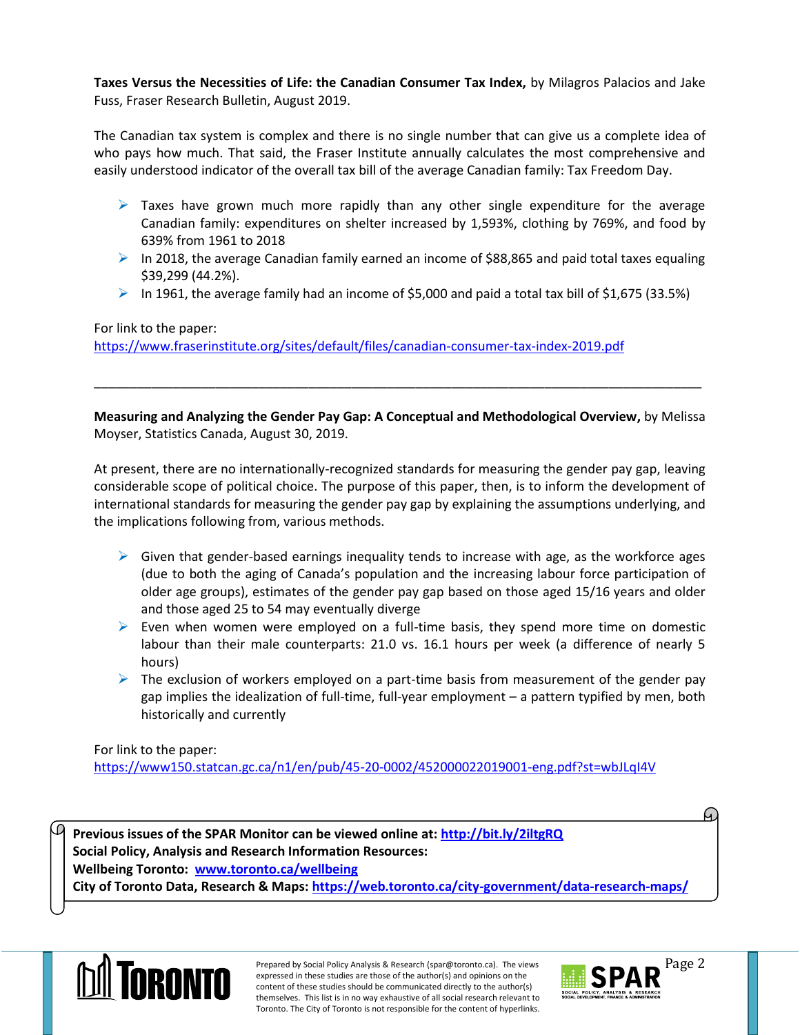**Taxes Versus the Necessities of Life: the Canadian Consumer Tax Index,** by Milagros Palacios and Jake Fuss, Fraser Research Bulletin, August 2019.

The Canadian tax system is complex and there is no single number that can give us a complete idea of who pays how much. That said, the Fraser Institute annually calculates the most comprehensive and easily understood indicator of the overall tax bill of the average Canadian family: Tax Freedom Day.

- Taxes have grown much more rapidly than any other single expenditure for the average Canadian family: expenditures on shelter increased by 1,593%, clothing by 769%, and food by 639% from 1961 to 2018
- In 2018, the average Canadian family earned an income of $88,865 and paid total taxes equaling $39,299 (44.2%).
- In 1961, the average family had an income of $5,000 and paid a total tax bill of $1,675 (33.5%)

For link to the paper:
https://www.fraserinstitute.org/sites/default/files/canadian-consumer-tax-index-2019.pdf

---

**Measuring and Analyzing the Gender Pay Gap: A Conceptual and Methodological Overview,** by Melissa Moyser, Statistics Canada, August 30, 2019.

At present, there are no internationally-recognized standards for measuring the gender pay gap, leaving considerable scope of political choice. The purpose of this paper, then, is to inform the development of international standards for measuring the gender pay gap by explaining the assumptions underlying, and the implications following from, various methods.

- Given that gender-based earnings inequality tends to increase with age, as the workforce ages (due to both the aging of Canada's population and the increasing labour force participation of older age groups), estimates of the gender pay gap based on those aged 15/16 years and older and those aged 25 to 54 may eventually diverge
- Even when women were employed on a full-time basis, they spend more time on domestic labour than their male counterparts: 21.0 vs. 16.1 hours per week (a difference of nearly 5 hours)
- The exclusion of workers employed on a part-time basis from measurement of the gender pay gap implies the idealization of full-time, full-year employment – a pattern typified by men, both historically and currently

For link to the paper:
https://www150.statcan.gc.ca/n1/en/pub/45-20-0002/452000022019001-eng.pdf?st=wbJLqI4V

**Previous issues of the SPAR Monitor can be viewed online at: http://bit.ly/2iltgRQ**
**Social Policy, Analysis and Research Information Resources:**
**Wellbeing Toronto: www.toronto.ca/wellbeing**
**City of Toronto Data, Research & Maps: https://web.toronto.ca/city-government/data-research-maps/**

Prepared by Social Policy Analysis & Research (spar@toronto.ca). The views expressed in these studies are those of the author(s) and opinions on the content of these studies should be communicated directly to the author(s) themselves. This list is in no way exhaustive of all social research relevant to Toronto. The City of Toronto is not responsible for the content of hyperlinks.